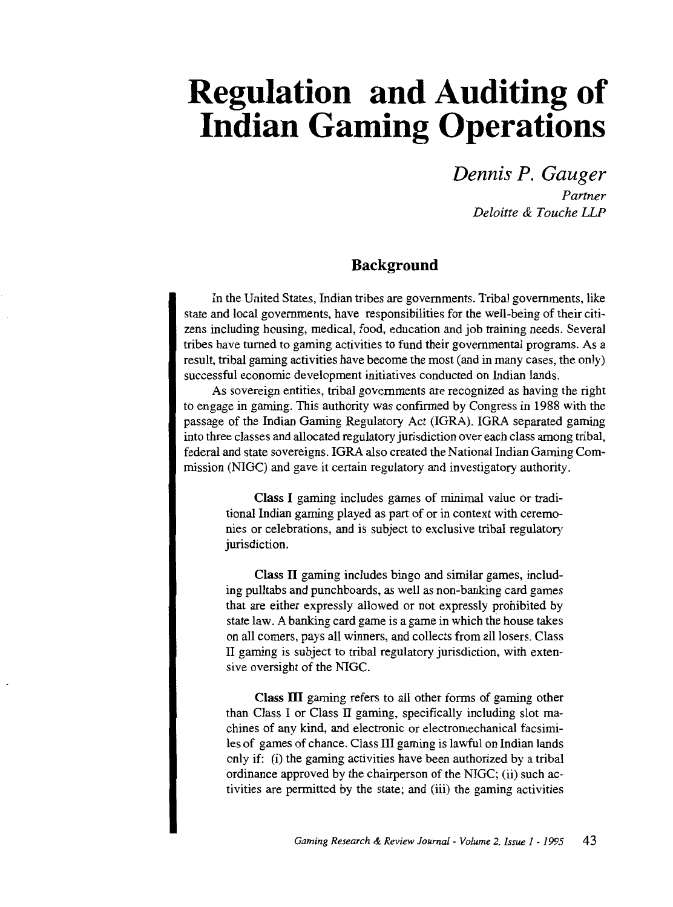# Regulation and Auditing of Indian Gaming Operations

*Dennis P. Gauger*

*Partner*

*Deloitte & Touche LLP*

## Background

In the United States, Indian tribes are governments. Tribal governments, like state and local governments, have responsibilities for the well-being of their citizens including housing, medical, food, education and job training needs. Several tribes have turned to gaming activities to fund their governmental programs. As a result, tribal gaming activities have become the most (and in many cases, the only) successful economic development initiatives conducted on Indian lands.

As sovereign entities, tribal governments are recognized as having the right to engage in gaming. This authority was confirmed by Congress in 1988 with the passage of the Indian Gaming Regulatory Act (IGRA). IGRA separated gaming into three classes and allocated regulatory jurisdiction over each class among tribal, federal and state sovereigns. IGRA also created the National Indian Gaming Commission (NIGC) and gave it certain regulatory and investigatory authority.

> **Class I** gaming includes games of minimal value or traditional Indian gaming played as part of or in context with ceremonies or celebrations, and is subject to exclusive tribal regulatory jurisdiction.
>
> **Class II** gaming includes bingo and similar games, including pulltabs and punchboards, as well as non-banking card games that are either expressly allowed or not expressly prohibited by state law. A banking card game is a game in which the house takes on all comers, pays all winners, and collects from all losers. Class II gaming is subject to tribal regulatory jurisdiction, with extensive oversight of the NIGC.
>
> **Class III** gaming refers to all other forms of gaming other than Class I or Class II gaming, specifically including slot machines of any kind, and electronic or electromechanical facsimiles of games of chance. Class III gaming is lawful on Indian lands only if: (i) the gaming activities have been authorized by a tribal ordinance approved by the chairperson of the NIGC; (ii) such activities are permitted by the state; and (iii) the gaming activities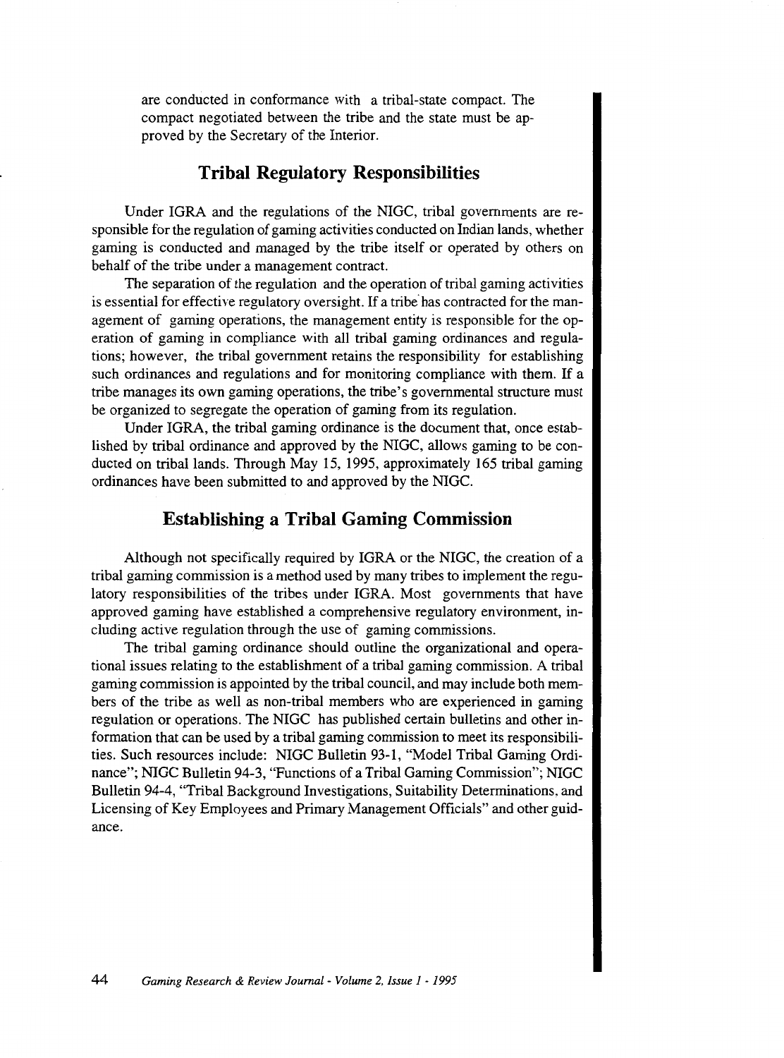are conducted in conformance with a tribal-state compact. The compact negotiated between the tribe and the state must be approved by the Secretary of the Interior.

## Tribal Regulatory Responsibilities

Under IGRA and the regulations of the NIGC, tribal governments are responsible for the regulation of gaming activities conducted on Indian lands, whether gaming is conducted and managed by the tribe itself or operated by others on behalf of the tribe under a management contract.

The separation of the regulation and the operation of tribal gaming activities is essential for effective regulatory oversight. If a tribe has contracted for the management of gaming operations, the management entity is responsible for the operation of gaming in compliance with all tribal gaming ordinances and regulations; however, the tribal government retains the responsibility for establishing such ordinances and regulations and for monitoring compliance with them. If a tribe manages its own gaming operations, the tribe's governmental structure must be organized to segregate the operation of gaming from its regulation.

Under IGRA, the tribal gaming ordinance is the document that, once established by tribal ordinance and approved by the NIGC, allows gaming to be conducted on tribal lands. Through May 15, 1995, approximately 165 tribal gaming ordinances have been submitted to and approved by the NIGC.

## Establishing a Tribal Gaming Commission

Although not specifically required by IGRA or the NIGC, the creation of a tribal gaming commission is a method used by many tribes to implement the regulatory responsibilities of the tribes under IGRA. Most governments that have approved gaming have established a comprehensive regulatory environment, including active regulation through the use of gaming commissions.

The tribal gaming ordinance should outline the organizational and operational issues relating to the establishment of a tribal gaming commission. A tribal gaming commission is appointed by the tribal council, and may include both members of the tribe as well as non-tribal members who are experienced in gaming regulation or operations. The NIGC has published certain bulletins and other information that can be used by a tribal gaming commission to meet its responsibilities. Such resources include: NIGC Bulletin 93-1, "Model Tribal Gaming Ordinance"; NIGC Bulletin 94-3, "Functions of a Tribal Gaming Commission"; NIGC Bulletin 94-4, "Tribal Background Investigations, Suitability Determinations, and Licensing of Key Employees and Primary Management Officials" and other guidance.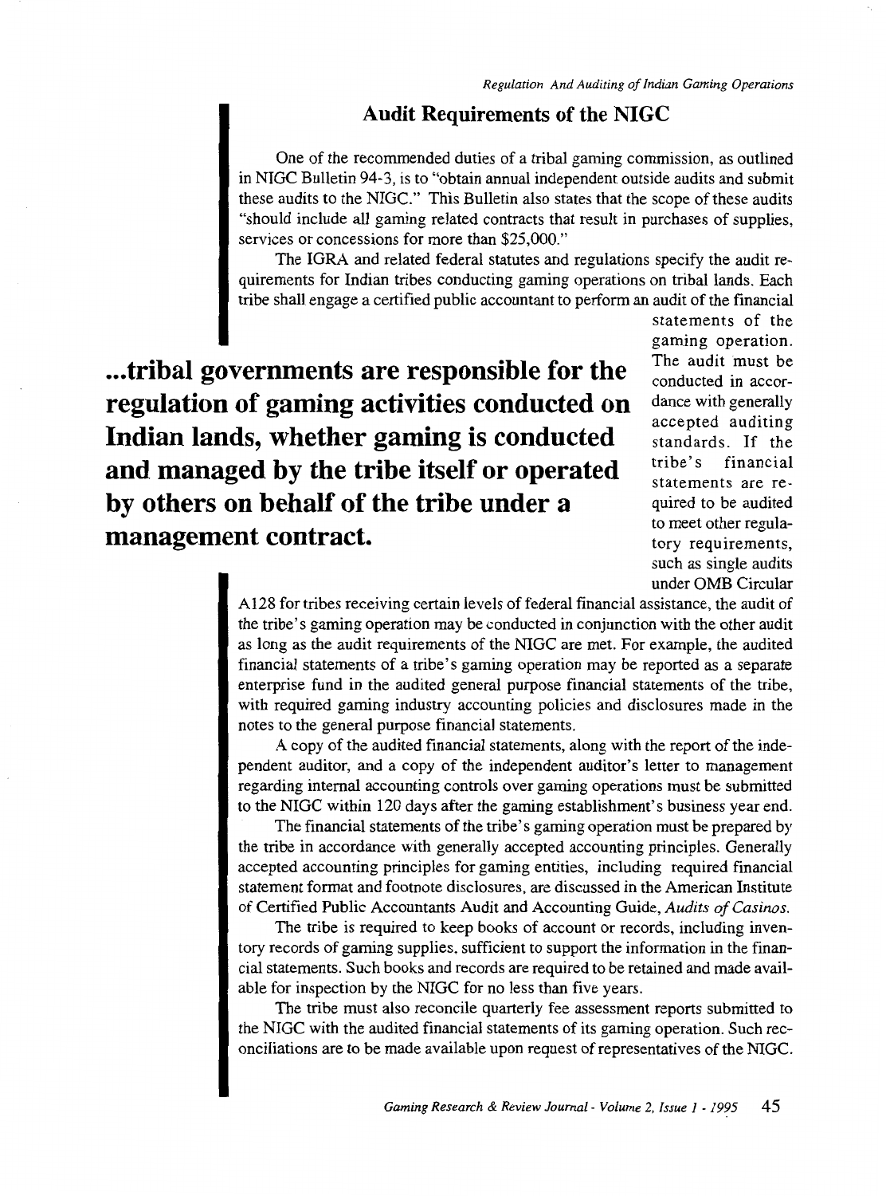## Audit Requirements of the NIGC

One of the recommended duties of a tribal gaming commission, as outlined in NIGC Bulletin 94-3, is to "obtain annual independent outside audits and submit these audits to the NIGC." This Bulletin also states that the scope of these audits "should include all gaming related contracts that result in purchases of supplies, services or concessions for more than $25,000."

The IGRA and related federal statutes and regulations specify the audit requirements for Indian tribes conducting gaming operations on tribal lands. Each tribe shall engage a certified public accountant to perform an audit of the financial statements of the gaming operation. The audit must be conducted in accordance with generally accepted auditing standards. If the tribe's financial statements are required to be audited to meet other regulatory requirements, such as single audits under OMB Circular A128 for tribes receiving certain levels of federal financial assistance, the audit of the tribe's gaming operation may be conducted in conjunction with the other audit as long as the audit requirements of the NIGC are met. For example, the audited financial statements of a tribe's gaming operation may be reported as a separate enterprise fund in the audited general purpose financial statements of the tribe, with required gaming industry accounting policies and disclosures made in the notes to the general purpose financial statements.

**...tribal governments are responsible for the regulation of gaming activities conducted on Indian lands, whether gaming is conducted and managed by the tribe itself or operated by others on behalf of the tribe under a management contract.**

A copy of the audited financial statements, along with the report of the independent auditor, and a copy of the independent auditor's letter to management regarding internal accounting controls over gaming operations must be submitted to the NIGC within 120 days after the gaming establishment's business year end.

The financial statements of the tribe's gaming operation must be prepared by the tribe in accordance with generally accepted accounting principles. Generally accepted accounting principles for gaming entities, including required financial statement format and footnote disclosures, are discussed in the American Institute of Certified Public Accountants Audit and Accounting Guide, *Audits of Casinos*.

The tribe is required to keep books of account or records, including inventory records of gaming supplies, sufficient to support the information in the financial statements. Such books and records are required to be retained and made available for inspection by the NIGC for no less than five years.

The tribe must also reconcile quarterly fee assessment reports submitted to the NIGC with the audited financial statements of its gaming operation. Such reconciliations are to be made available upon request of representatives of the NIGC.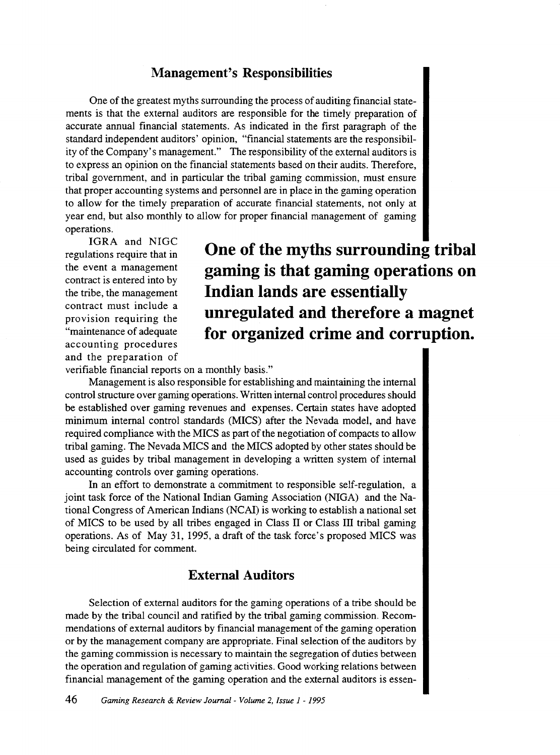## Management's Responsibilities

One of the greatest myths surrounding the process of auditing financial statements is that the external auditors are responsible for the timely preparation of accurate annual financial statements. As indicated in the first paragraph of the standard independent auditors' opinion, "financial statements are the responsibility of the Company's management." The responsibility of the external auditors is to express an opinion on the financial statements based on their audits. Therefore, tribal government, and in particular the tribal gaming commission, must ensure that proper accounting systems and personnel are in place in the gaming operation to allow for the timely preparation of accurate financial statements, not only at year end, but also monthly to allow for proper financial management of gaming operations.

IGRA and NIGC regulations require that in the event a management contract is entered into by the tribe, the management contract must include a provision requiring the "maintenance of adequate accounting procedures and the preparation of verifiable financial reports on a monthly basis."

**One of the myths surrounding tribal gaming is that gaming operations on Indian lands are essentially unregulated and therefore a magnet for organized crime and corruption.**

Management is also responsible for establishing and maintaining the internal control structure over gaming operations. Written internal control procedures should be established over gaming revenues and expenses. Certain states have adopted minimum internal control standards (MICS) after the Nevada model, and have required compliance with the MICS as part of the negotiation of compacts to allow tribal gaming. The Nevada MICS and the MICS adopted by other states should be used as guides by tribal management in developing a written system of internal accounting controls over gaming operations.

In an effort to demonstrate a commitment to responsible self-regulation, a joint task force of the National Indian Gaming Association (NIGA) and the National Congress of American Indians (NCAI) is working to establish a national set of MICS to be used by all tribes engaged in Class II or Class III tribal gaming operations. As of May 31, 1995, a draft of the task force's proposed MICS was being circulated for comment.

## External Auditors

Selection of external auditors for the gaming operations of a tribe should be made by the tribal council and ratified by the tribal gaming commission. Recommendations of external auditors by financial management of the gaming operation or by the management company are appropriate. Final selection of the auditors by the gaming commission is necessary to maintain the segregation of duties between the operation and regulation of gaming activities. Good working relations between financial management of the gaming operation and the external auditors is essen-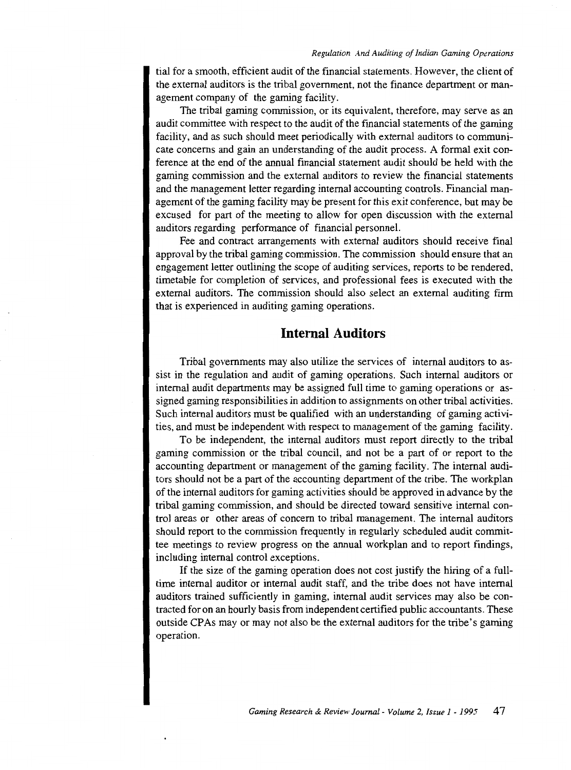tial for a smooth, efficient audit of the financial statements. However, the client of the external auditors is the tribal government, not the finance department or management company of the gaming facility.

The tribal gaming commission, or its equivalent, therefore, may serve as an audit committee with respect to the audit of the financial statements of the gaming facility, and as such should meet periodically with external auditors to communicate concerns and gain an understanding of the audit process. A formal exit conference at the end of the annual financial statement audit should be held with the gaming commission and the external auditors to review the financial statements and the management letter regarding internal accounting controls. Financial management of the gaming facility may be present for this exit conference, but may be excused for part of the meeting to allow for open discussion with the external auditors regarding performance of financial personnel.

Fee and contract arrangements with external auditors should receive final approval by the tribal gaming commission. The commission should ensure that an engagement letter outlining the scope of auditing services, reports to be rendered, timetable for completion of services, and professional fees is executed with the external auditors. The commission should also select an external auditing firm that is experienced in auditing gaming operations.

## Internal Auditors

Tribal governments may also utilize the services of internal auditors to assist in the regulation and audit of gaming operations. Such internal auditors or internal audit departments may be assigned full time to gaming operations or assigned gaming responsibilities in addition to assignments on other tribal activities. Such internal auditors must be qualified with an understanding of gaming activities, and must be independent with respect to management of the gaming facility.

To be independent, the internal auditors must report directly to the tribal gaming commission or the tribal council, and not be a part of or report to the accounting department or management of the gaming facility. The internal auditors should not be a part of the accounting department of the tribe. The workplan of the internal auditors for gaming activities should be approved in advance by the tribal gaming commission, and should be directed toward sensitive internal control areas or other areas of concern to tribal management. The internal auditors should report to the commission frequently in regularly scheduled audit committee meetings to review progress on the annual workplan and to report findings, including internal control exceptions.

If the size of the gaming operation does not cost justify the hiring of a full-time internal auditor or internal audit staff, and the tribe does not have internal auditors trained sufficiently in gaming, internal audit services may also be contracted for on an hourly basis from independent certified public accountants. These outside CPAs may or may not also be the external auditors for the tribe's gaming operation.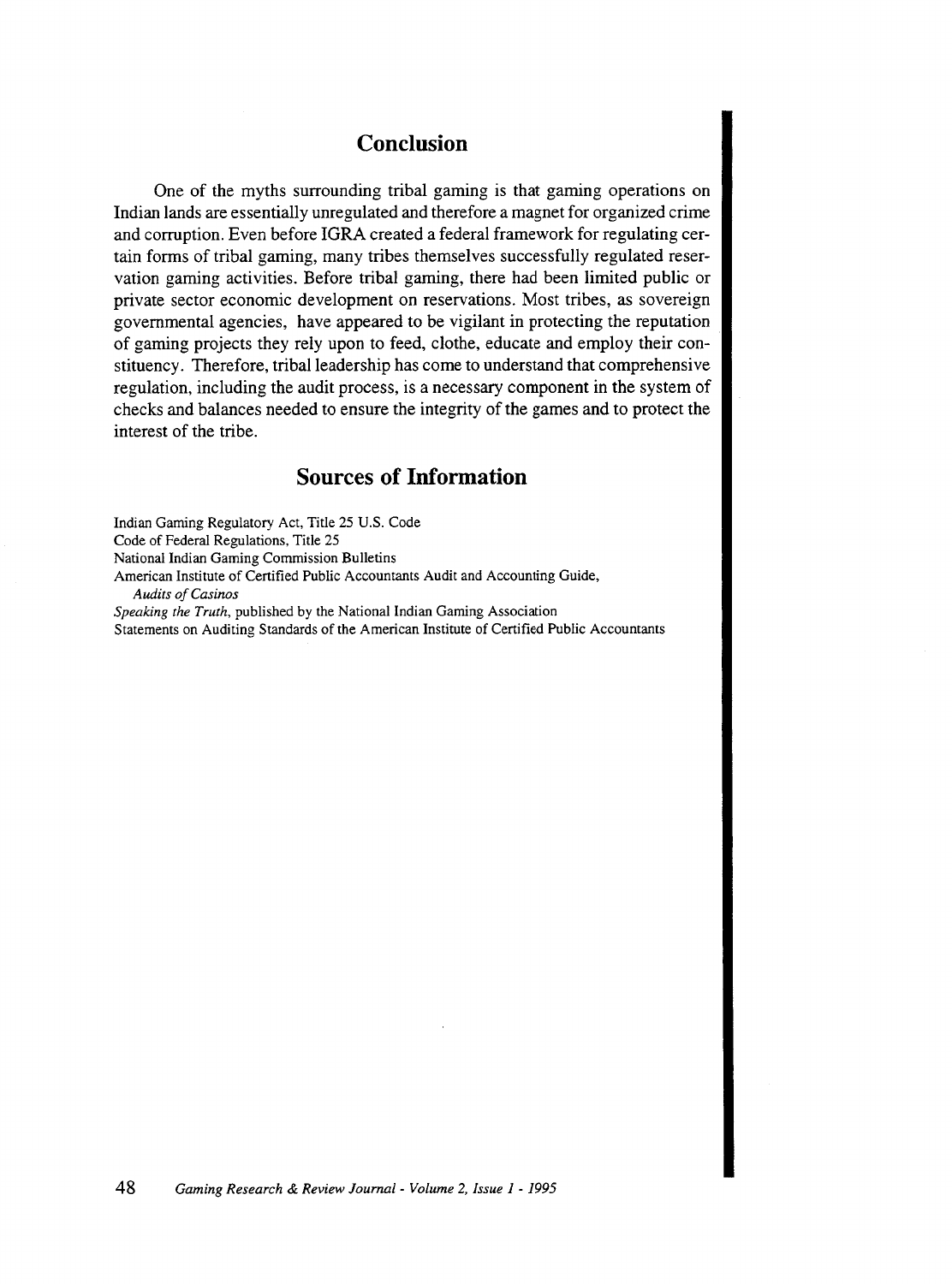## Conclusion

One of the myths surrounding tribal gaming is that gaming operations on Indian lands are essentially unregulated and therefore a magnet for organized crime and corruption. Even before IGRA created a federal framework for regulating certain forms of tribal gaming, many tribes themselves successfully regulated reservation gaming activities. Before tribal gaming, there had been limited public or private sector economic development on reservations. Most tribes, as sovereign governmental agencies, have appeared to be vigilant in protecting the reputation of gaming projects they rely upon to feed, clothe, educate and employ their constituency. Therefore, tribal leadership has come to understand that comprehensive regulation, including the audit process, is a necessary component in the system of checks and balances needed to ensure the integrity of the games and to protect the interest of the tribe.

## Sources of Information

Indian Gaming Regulatory Act, Title 25 U.S. Code
Code of Federal Regulations, Title 25
National Indian Gaming Commission Bulletins
American Institute of Certified Public Accountants Audit and Accounting Guide, *Audits of Casinos*
*Speaking the Truth*, published by the National Indian Gaming Association
Statements on Auditing Standards of the American Institute of Certified Public Accountants